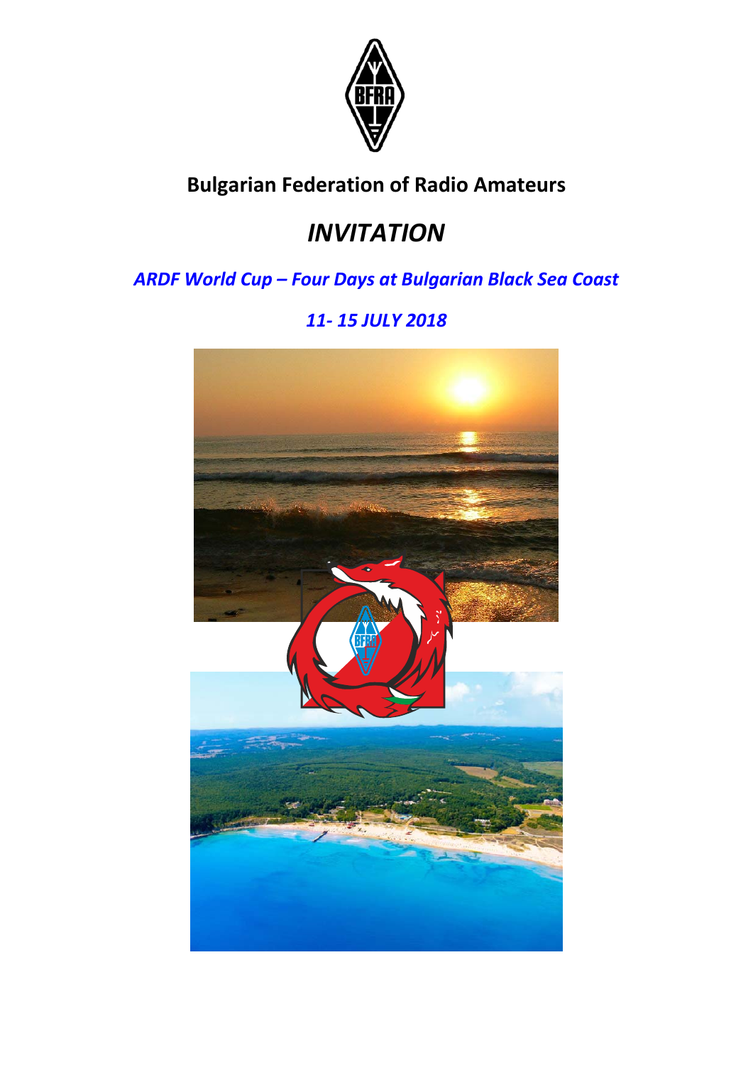**Bulgarian Federation of Radio Amateurs**

# *INVITATION*

## *ARDF World Cup – Four Days at Bulgarian Black Sea Coast*

## *11- 15 JULY 2018*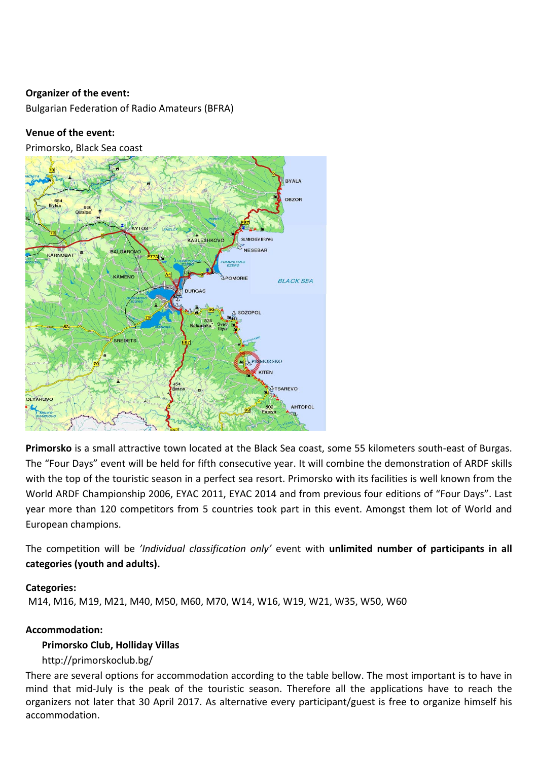**Organizer of the event:**

Bulgarian Federation of Radio Amateurs (BFRA)

**Venue of the event:**

Primorsko, Black Sea coast

**Primorsko** is a small attractive town located at the Black Sea coast, some 55 kilometers south-east of Burgas. The "Four Days" event will be held for fifth consecutive year. It will combine the demonstration of ARDF skills with the top of the touristic season in a perfect sea resort. Primorsko with its facilities is well known from the World ARDF Championship 2006, EYAC 2011, EYAC 2014 and from previous four editions of "Four Days". Last year more than 120 competitors from 5 countries took part in this event. Amongst them lot of World and European champions.

The competition will be *'Individual classification only'* event with **unlimited number of participants in all categories (youth and adults).**

**Categories:**

M14, M16, M19, M21, M40, M50, M60, M70, W14, W16, W19, W21, W35, W50, W60

**Accommodation:**

**Primorsko Club, Holliday Villas**

http://primorskoclub.bg/

There are several options for accommodation according to the table bellow. The most important is to have in mind that mid-July is the peak of the touristic season. Therefore all the applications have to reach the organizers not later that 30 April 2017. As alternative every participant/guest is free to organize himself his accommodation.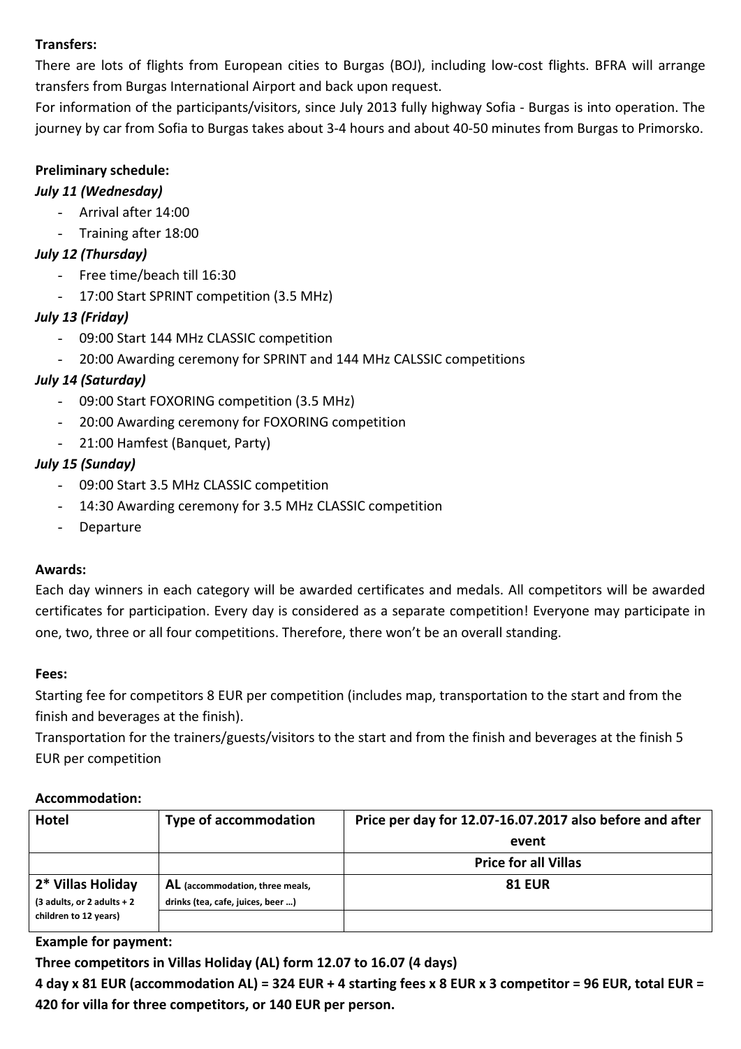**Transfers:**

There are lots of flights from European cities to Burgas (BOJ), including low-cost flights. BFRA will arrange transfers from Burgas International Airport and back upon request.

For information of the participants/visitors, since July 2013 fully highway Sofia - Burgas is into operation. The journey by car from Sofia to Burgas takes about 3-4 hours and about 40-50 minutes from Burgas to Primorsko.

**Preliminary schedule:**

***July 11 (Wednesday)***

- Arrival after 14:00
- Training after 18:00

***July 12 (Thursday)***

- Free time/beach till 16:30
- 17:00 Start SPRINT competition (3.5 MHz)

***July 13 (Friday)***

- 09:00 Start 144 MHz CLASSIC competition
- 20:00 Awarding ceremony for SPRINT and 144 MHz CALSSIC competitions

***July 14 (Saturday)***

- 09:00 Start FOXORING competition (3.5 MHz)
- 20:00 Awarding ceremony for FOXORING competition
- 21:00 Hamfest (Banquet, Party)

***July 15 (Sunday)***

- 09:00 Start 3.5 MHz CLASSIC competition
- 14:30 Awarding ceremony for 3.5 MHz CLASSIC competition
- Departure

**Awards:**

Each day winners in each category will be awarded certificates and medals. All competitors will be awarded certificates for participation. Every day is considered as a separate competition! Everyone may participate in one, two, three or all four competitions. Therefore, there won't be an overall standing.

**Fees:**

Starting fee for competitors 8 EUR per competition (includes map, transportation to the start and from the finish and beverages at the finish).

Transportation for the trainers/guests/visitors to the start and from the finish and beverages at the finish 5 EUR per competition

**Accommodation:**

| Hotel | Type of accommodation | Price per day for 12.07-16.07.2017 also before and after event |
|---|---|---|
| | | **Price for all Villas** |
| **2* Villas Holiday** (3 adults, or 2 adults + 2 children to 12 years) | **AL** (accommodation, three meals, drinks (tea, cafe, juices, beer …) | **81 EUR** |

**Example for payment:**

**Three competitors in Villas Holiday (AL) form 12.07 to 16.07 (4 days)**

**4 day x 81 EUR (accommodation AL) = 324 EUR + 4 starting fees x 8 EUR x 3 competitor = 96 EUR, total EUR = 420 for villa for three competitors, or 140 EUR per person.**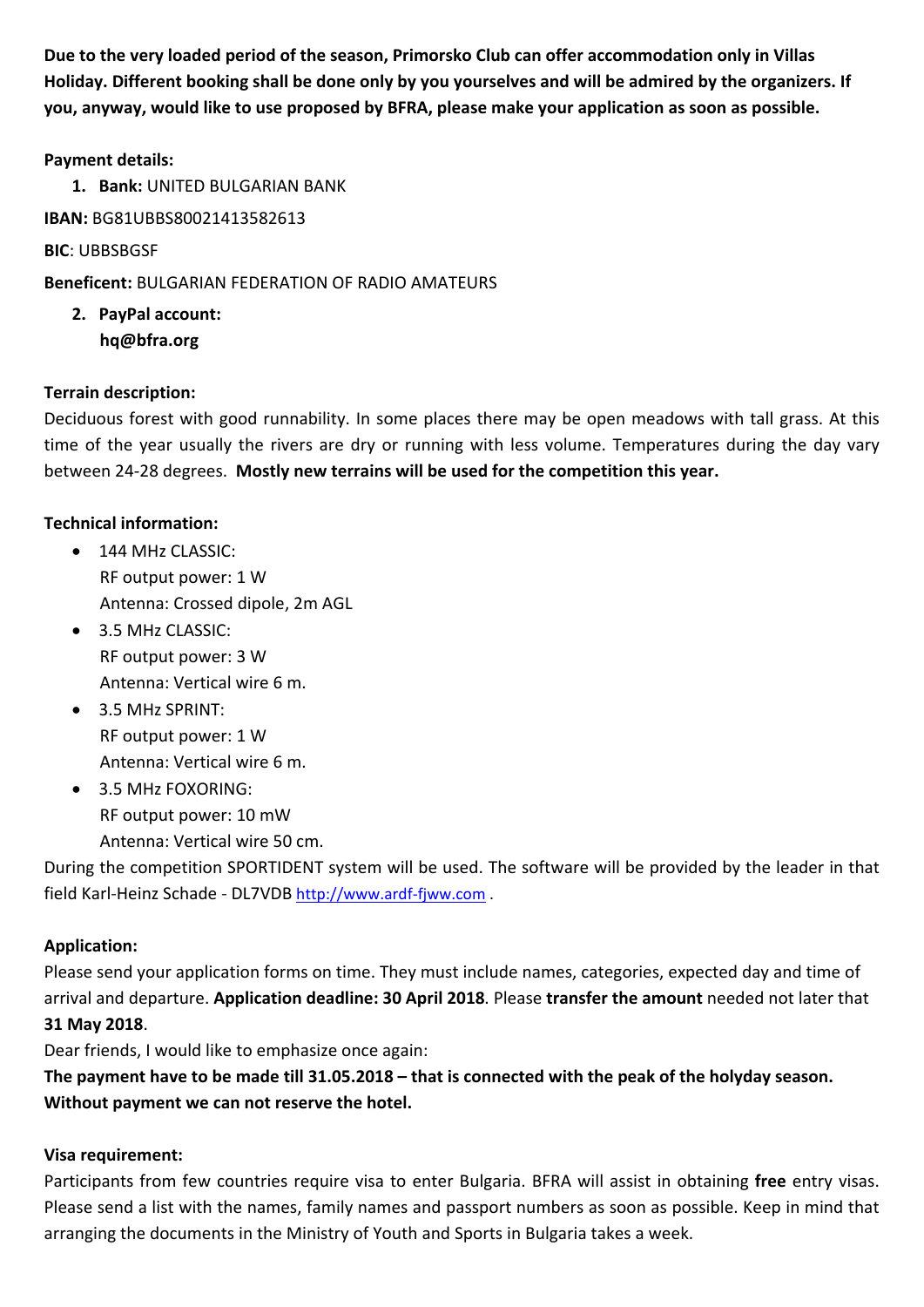**Due to the very loaded period of the season, Primorsko Club can offer accommodation only in Villas Holiday. Different booking shall be done only by you yourselves and will be admired by the organizers. If you, anyway, would like to use proposed by BFRA, please make your application as soon as possible.**

**Payment details:**

1. **Bank:** UNITED BULGARIAN BANK

**IBAN:** BG81UBBS80021413582613

**BIC**: UBBSBGSF

**Beneficent:** BULGARIAN FEDERATION OF RADIO AMATEURS

2. **PayPal account:**
   **hq@bfra.org**

**Terrain description:**
Deciduous forest with good runnability. In some places there may be open meadows with tall grass. At this time of the year usually the rivers are dry or running with less volume. Temperatures during the day vary between 24-28 degrees. **Mostly new terrains will be used for the competition this year.**

**Technical information:**

- 144 MHz CLASSIC:
  RF output power: 1 W
  Antenna: Crossed dipole, 2m AGL
- 3.5 MHz CLASSIC:
  RF output power: 3 W
  Antenna: Vertical wire 6 m.
- 3.5 MHz SPRINT:
  RF output power: 1 W
  Antenna: Vertical wire 6 m.
- 3.5 MHz FOXORING:
  RF output power: 10 mW
  Antenna: Vertical wire 50 cm.

During the competition SPORTIDENT system will be used. The software will be provided by the leader in that field Karl-Heinz Schade - DL7VDB http://www.ardf-fjww.com .

**Application:**
Please send your application forms on time. They must include names, categories, expected day and time of arrival and departure. **Application deadline: 30 April 2018**. Please **transfer the amount** needed not later that **31 May 2018**.

Dear friends, I would like to emphasize once again:

**The payment have to be made till 31.05.2018 – that is connected with the peak of the holyday season. Without payment we can not reserve the hotel.**

**Visa requirement:**
Participants from few countries require visa to enter Bulgaria. BFRA will assist in obtaining **free** entry visas. Please send a list with the names, family names and passport numbers as soon as possible. Keep in mind that arranging the documents in the Ministry of Youth and Sports in Bulgaria takes a week.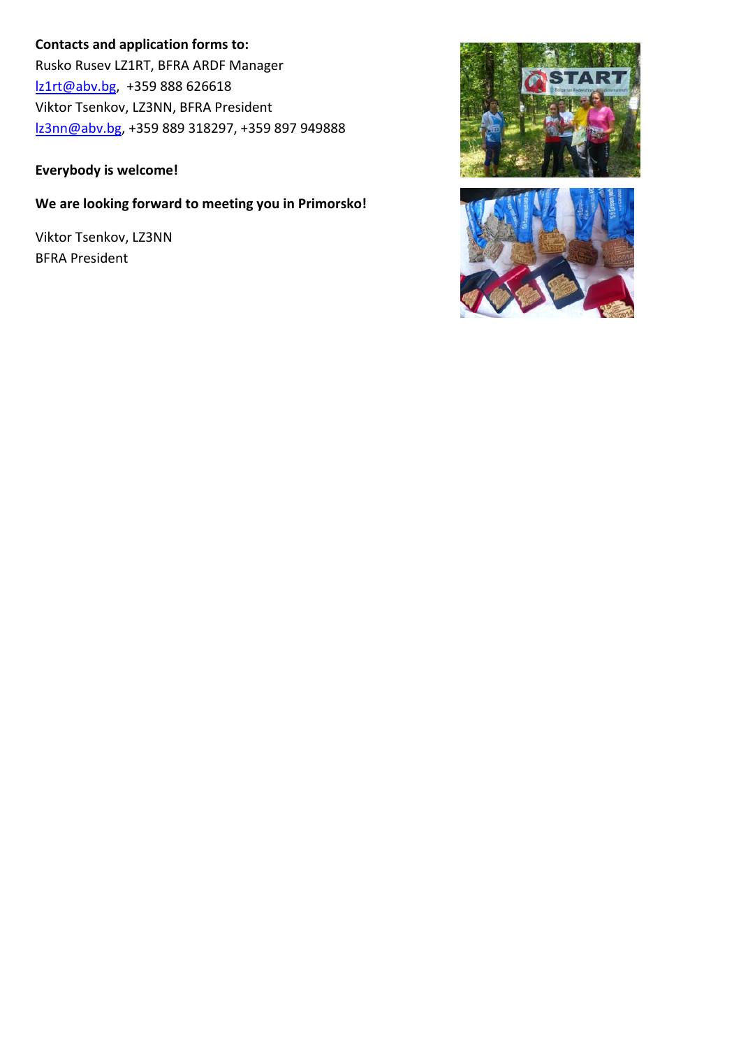**Contacts and application forms to:**
Rusko Rusev LZ1RT, BFRA ARDF Manager
lz1rt@abv.bg, +359 888 626618
Viktor Tsenkov, LZ3NN, BFRA President
lz3nn@abv.bg, +359 889 318297, +359 897 949888

**Everybody is welcome!**

**We are looking forward to meeting you in Primorsko!**

Viktor Tsenkov, LZ3NN
BFRA President